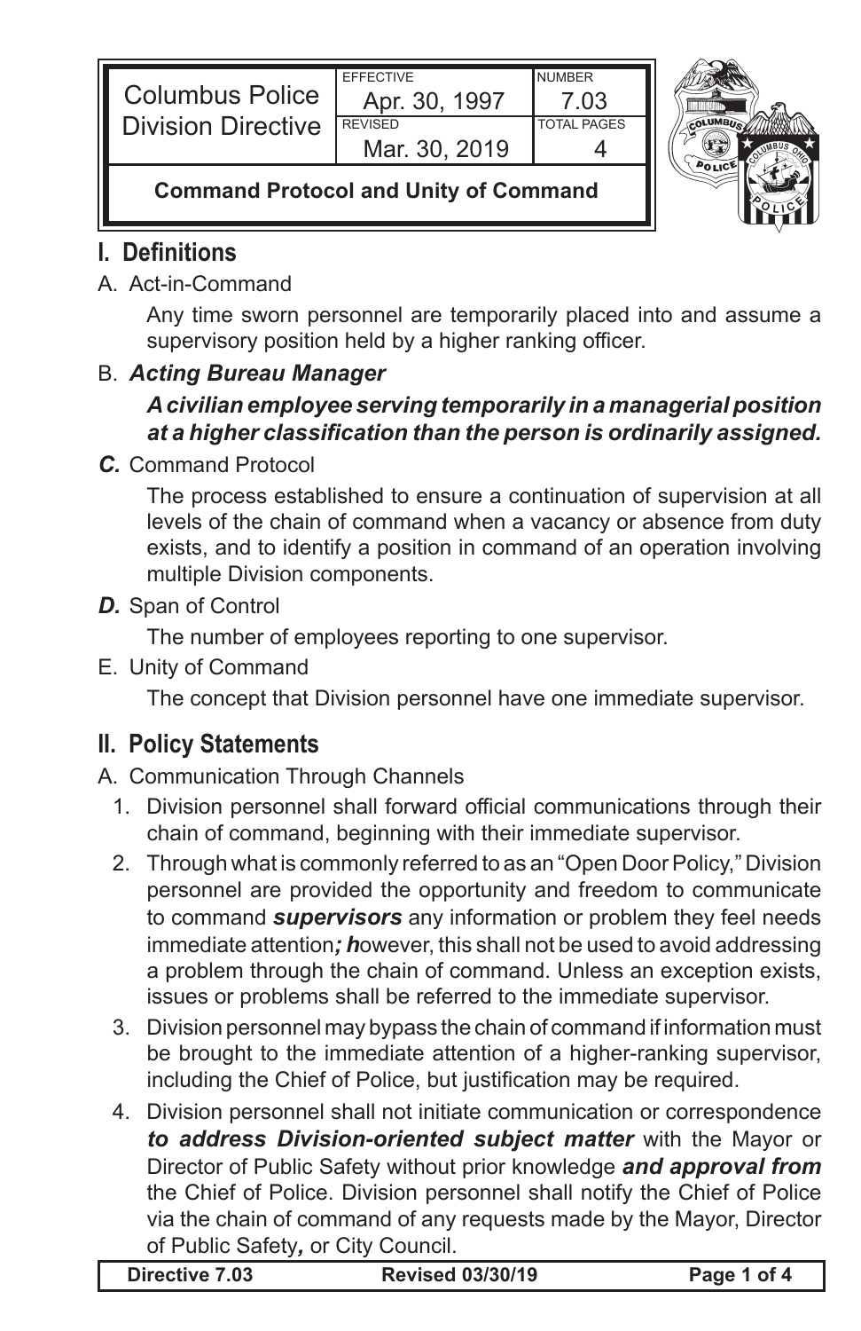| Columbus Police Division Directive | EFFECTIVE Apr. 30, 1997 | NUMBER 7.03 |
|---|---|---|
| | REVISED Mar. 30, 2019 | TOTAL PAGES 4 |

**Command Protocol and Unity of Command**

## I. Definitions

A. Act-in-Command

Any time sworn personnel are temporarily placed into and assume a supervisory position held by a higher ranking officer.

B. ***Acting Bureau Manager***

***A civilian employee serving temporarily in a managerial position at a higher classification than the person is ordinarily assigned.***

***C.*** Command Protocol

The process established to ensure a continuation of supervision at all levels of the chain of command when a vacancy or absence from duty exists, and to identify a position in command of an operation involving multiple Division components.

***D.*** Span of Control

The number of employees reporting to one supervisor.

E. Unity of Command

The concept that Division personnel have one immediate supervisor.

## II. Policy Statements

A. Communication Through Channels

1. Division personnel shall forward official communications through their chain of command, beginning with their immediate supervisor.
2. Through what is commonly referred to as an "Open Door Policy," Division personnel are provided the opportunity and freedom to communicate to command ***supervisors*** any information or problem they feel needs immediate attention***; h***owever, this shall not be used to avoid addressing a problem through the chain of command. Unless an exception exists, issues or problems shall be referred to the immediate supervisor.
3. Division personnel may bypass the chain of command if information must be brought to the immediate attention of a higher-ranking supervisor, including the Chief of Police, but justification may be required.
4. Division personnel shall not initiate communication or correspondence ***to address Division-oriented subject matter*** with the Mayor or Director of Public Safety without prior knowledge ***and approval from*** the Chief of Police. Division personnel shall notify the Chief of Police via the chain of command of any requests made by the Mayor, Director of Public Safety***,*** or City Council.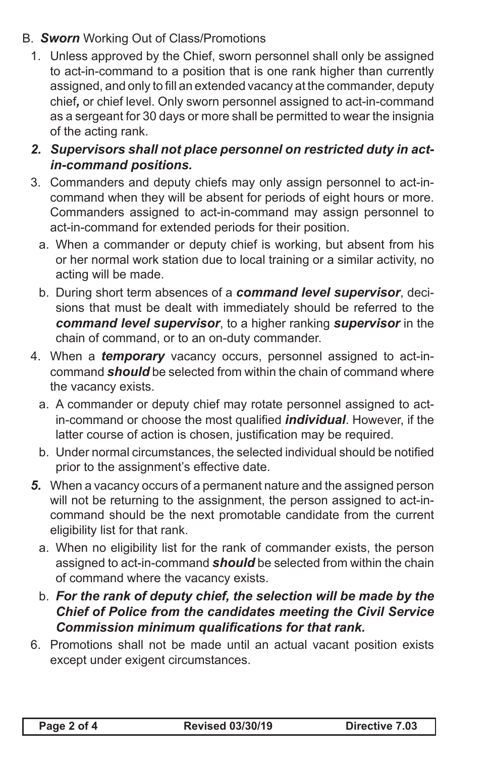B. ***Sworn*** Working Out of Class/Promotions

1. Unless approved by the Chief, sworn personnel shall only be assigned to act-in-command to a position that is one rank higher than currently assigned, and only to fill an extended vacancy at the commander, deputy chief***,*** or chief level. Only sworn personnel assigned to act-in-command as a sergeant for 30 days or more shall be permitted to wear the insignia of the acting rank.

2. ***Supervisors shall not place personnel on restricted duty in act-in-command positions.***

3. Commanders and deputy chiefs may only assign personnel to act-in-command when they will be absent for periods of eight hours or more. Commanders assigned to act-in-command may assign personnel to act-in-command for extended periods for their position.

   a. When a commander or deputy chief is working, but absent from his or her normal work station due to local training or a similar activity, no acting will be made.

   b. During short term absences of a ***command level supervisor***, decisions that must be dealt with immediately should be referred to the ***command level supervisor***, to a higher ranking ***supervisor*** in the chain of command, or to an on-duty commander.

4. When a ***temporary*** vacancy occurs, personnel assigned to act-in-command ***should*** be selected from within the chain of command where the vacancy exists.

   a. A commander or deputy chief may rotate personnel assigned to act-in-command or choose the most qualified ***individual***. However, if the latter course of action is chosen, justification may be required.

   b. Under normal circumstances, the selected individual should be notified prior to the assignment's effective date.

***5.*** When a vacancy occurs of a permanent nature and the assigned person will not be returning to the assignment, the person assigned to act-in-command should be the next promotable candidate from the current eligibility list for that rank.

   a. When no eligibility list for the rank of commander exists, the person assigned to act-in-command ***should*** be selected from within the chain of command where the vacancy exists.

   b. ***For the rank of deputy chief, the selection will be made by the Chief of Police from the candidates meeting the Civil Service Commission minimum qualifications for that rank.***

6. Promotions shall not be made until an actual vacant position exists except under exigent circumstances.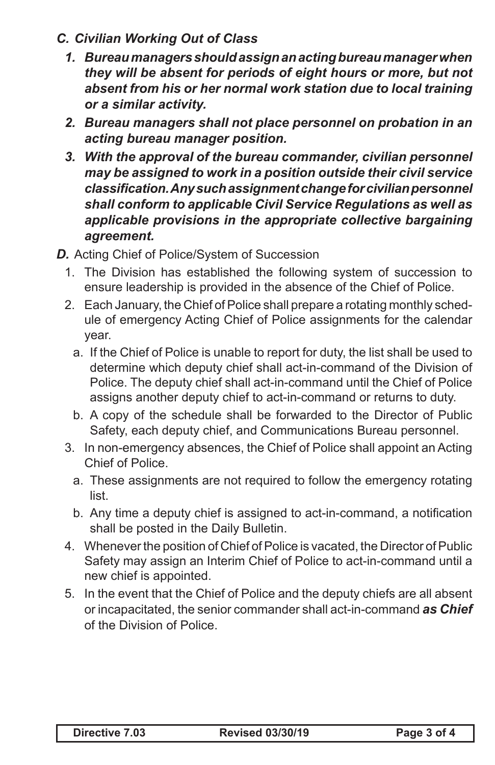***C. Civilian Working Out of Class***

1. ***Bureau managers should assign an acting bureau manager when they will be absent for periods of eight hours or more, but not absent from his or her normal work station due to local training or a similar activity.***
2. ***Bureau managers shall not place personnel on probation in an acting bureau manager position.***
3. ***With the approval of the bureau commander, civilian personnel may be assigned to work in a position outside their civil service classification. Any such assignment change for civilian personnel shall conform to applicable Civil Service Regulations as well as applicable provisions in the appropriate collective bargaining agreement.***

***D.*** Acting Chief of Police/System of Succession

1. The Division has established the following system of succession to ensure leadership is provided in the absence of the Chief of Police.
2. Each January, the Chief of Police shall prepare a rotating monthly schedule of emergency Acting Chief of Police assignments for the calendar year.
   a. If the Chief of Police is unable to report for duty, the list shall be used to determine which deputy chief shall act-in-command of the Division of Police. The deputy chief shall act-in-command until the Chief of Police assigns another deputy chief to act-in-command or returns to duty.
   b. A copy of the schedule shall be forwarded to the Director of Public Safety, each deputy chief, and Communications Bureau personnel.
3. In non-emergency absences, the Chief of Police shall appoint an Acting Chief of Police.
   a. These assignments are not required to follow the emergency rotating list.
   b. Any time a deputy chief is assigned to act-in-command, a notification shall be posted in the Daily Bulletin.
4. Whenever the position of Chief of Police is vacated, the Director of Public Safety may assign an Interim Chief of Police to act-in-command until a new chief is appointed.
5. In the event that the Chief of Police and the deputy chiefs are all absent or incapacitated, the senior commander shall act-in-command ***as Chief*** of the Division of Police.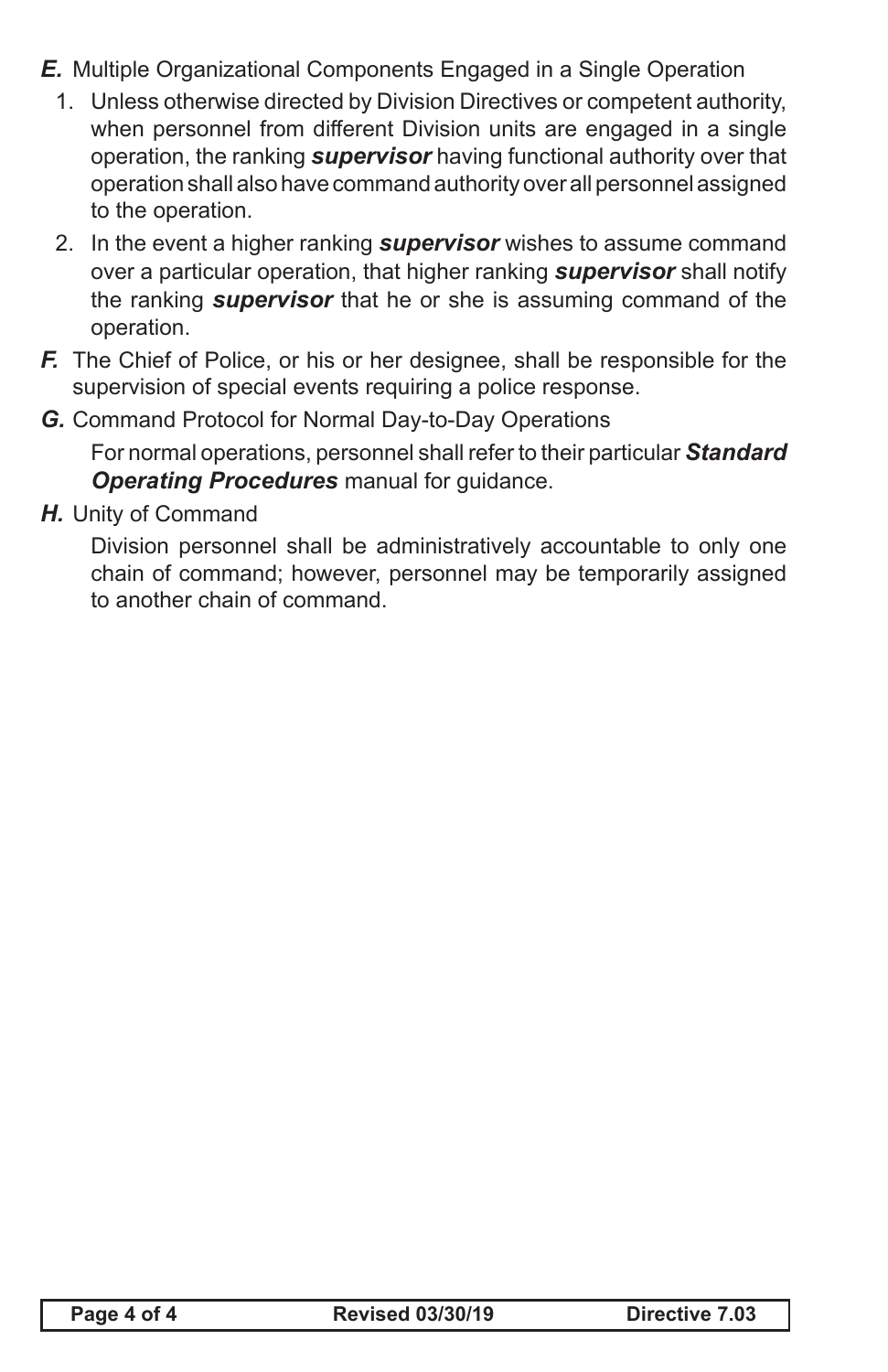***E.*** Multiple Organizational Components Engaged in a Single Operation

1. Unless otherwise directed by Division Directives or competent authority, when personnel from different Division units are engaged in a single operation, the ranking ***supervisor*** having functional authority over that operation shall also have command authority over all personnel assigned to the operation.
2. In the event a higher ranking ***supervisor*** wishes to assume command over a particular operation, that higher ranking ***supervisor*** shall notify the ranking ***supervisor*** that he or she is assuming command of the operation.

***F.*** The Chief of Police, or his or her designee, shall be responsible for the supervision of special events requiring a police response.

***G.*** Command Protocol for Normal Day-to-Day Operations

For normal operations, personnel shall refer to their particular ***Standard Operating Procedures*** manual for guidance.

***H.*** Unity of Command

Division personnel shall be administratively accountable to only one chain of command; however, personnel may be temporarily assigned to another chain of command.